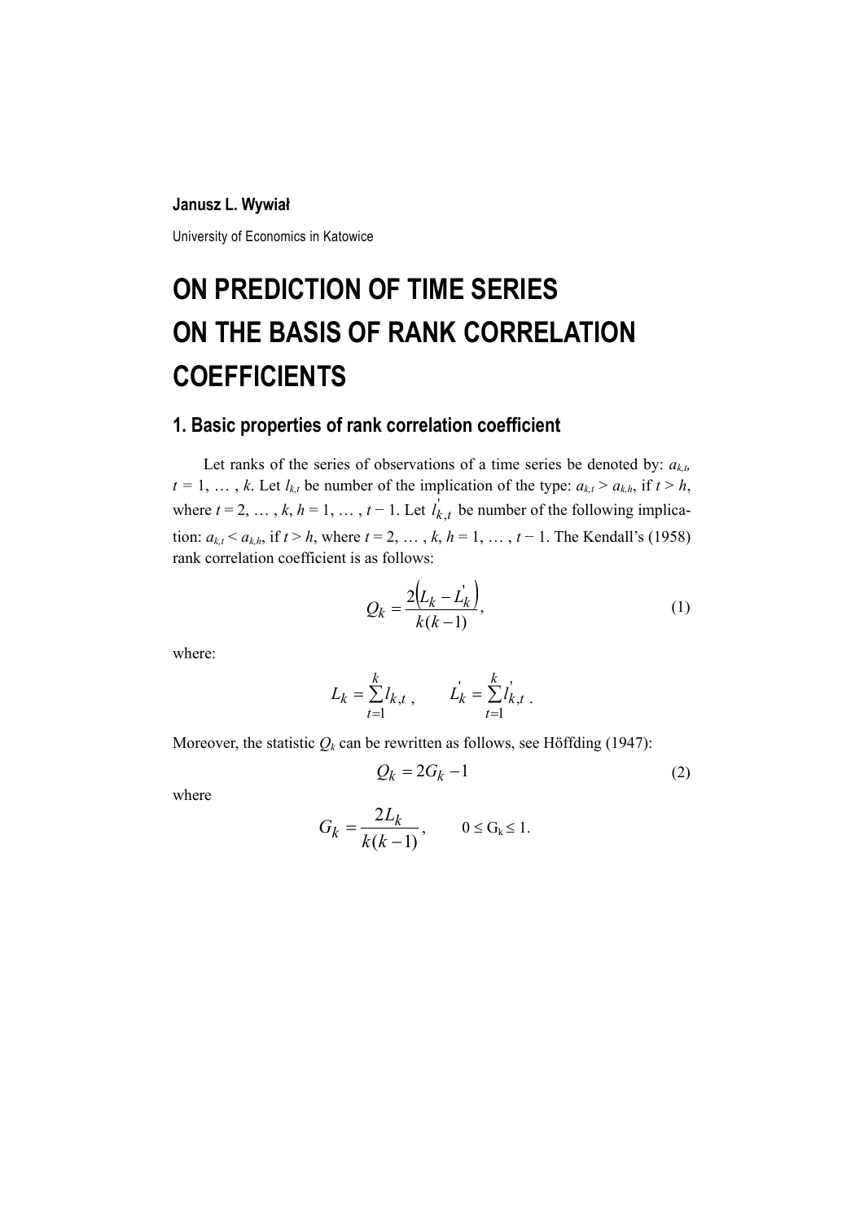**Janusz L. Wywiał**

University of Economics in Katowice

# ON PREDICTION OF TIME SERIES ON THE BASIS OF RANK CORRELATION COEFFICIENTS

## 1. Basic properties of rank correlation coefficient

Let ranks of the series of observations of a time series be denoted by: $a_{k,t}$, $t = 1, \ldots, k$. Let $l_{k,t}$ be number of the implication of the type: $a_{k,t} > a_{k,h}$, if $t > h$, where $t = 2, \ldots, k$, $h = 1, \ldots, t - 1$. Let $l'_{k,t}$ be number of the following implication: $a_{k,t} < a_{k,h}$, if $t > h$, where $t = 2, \ldots, k$, $h = 1, \ldots, t - 1$. The Kendall's (1958) rank correlation coefficient is as follows:

$$Q_k = \frac{2\left(L_k - L'_k\right)}{k(k-1)}, \tag{1}$$

where:

$$L_k = \sum_{t=1}^{k} l_{k,t}, \qquad L'_k = \sum_{t=1}^{k} l'_{k,t}.$$

Moreover, the statistic $Q_k$ can be rewritten as follows, see Höffding (1947):

$$Q_k = 2G_k - 1 \tag{2}$$

where

$$G_k = \frac{2L_k}{k(k-1)}, \qquad 0 \le G_k \le 1.$$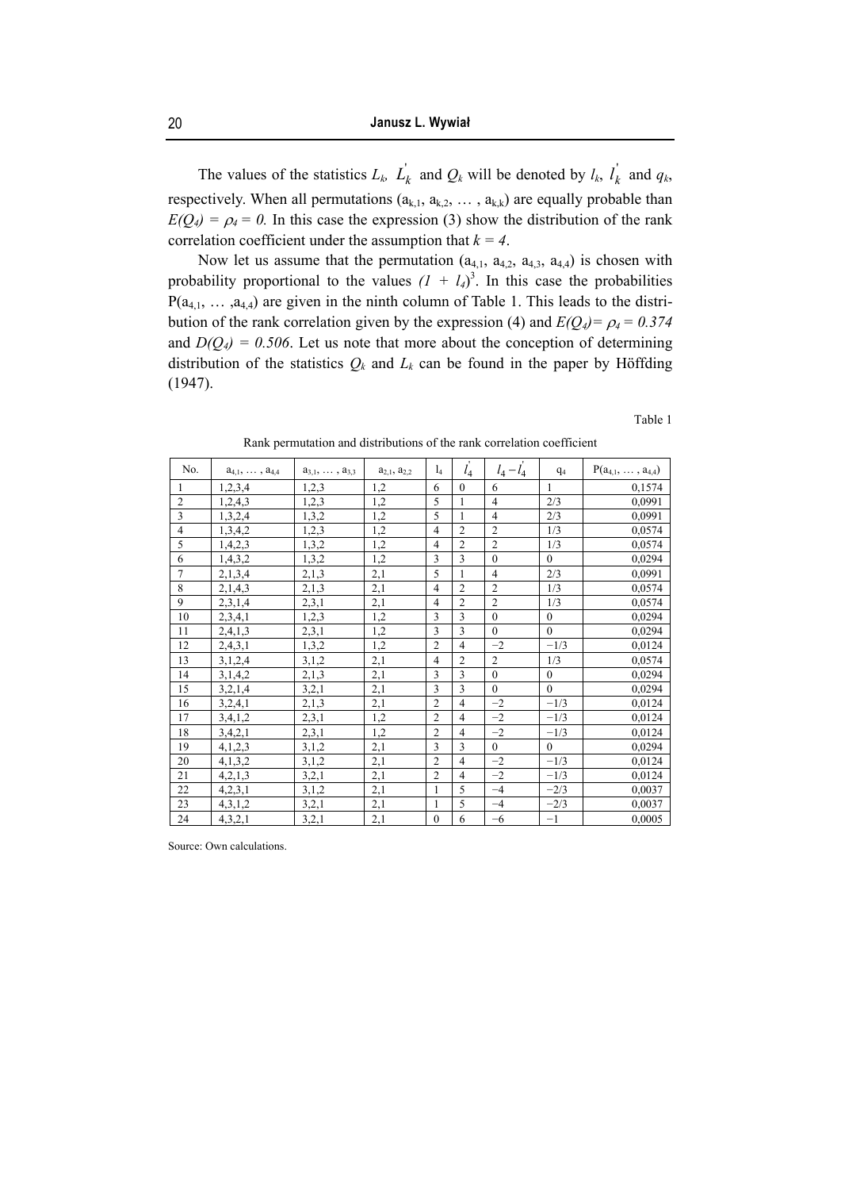The values of the statistics $L_k$, $L_k^{'}$ and $Q_k$ will be denoted by $l_k$, $l_k^{'}$ and $q_k$, respectively. When all permutations $(a_{k,1}, a_{k,2}, \ldots, a_{k,k})$ are equally probable than $E(Q_4) = \rho_4 = 0$. In this case the expression (3) show the distribution of the rank correlation coefficient under the assumption that $k = 4$.

Now let us assume that the permutation $(a_{4,1}, a_{4,2}, a_{4,3}, a_{4,4})$ is chosen with probability proportional to the values $(1 + l_4)^3$. In this case the probabilities $P(a_{4,1}, \ldots, a_{4,4})$ are given in the ninth column of Table 1. This leads to the distribution of the rank correlation given by the expression (4) and $E(Q_4) = \rho_4 = 0.374$ and $D(Q_4) = 0.506$. Let us note that more about the conception of determining distribution of the statistics $Q_k$ and $L_k$ can be found in the paper by Höffding (1947).

Table 1

Rank permutation and distributions of the rank correlation coefficient

| No. | $a_{4,1}, \ldots, a_{4,4}$ | $a_{3,1}, \ldots, a_{3,3}$ | $a_{2,1}, a_{2,2}$ | $l_4$ | $l_4^{'}$ | $l_4 - l_4^{'}$ | $q_4$ | $P(a_{4,1}, \ldots, a_{4,4})$ |
|---|---|---|---|---|---|---|---|---|
| 1 | 1,2,3,4 | 1,2,3 | 1,2 | 6 | 0 | 6 | 1 | 0,1574 |
| 2 | 1,2,4,3 | 1,2,3 | 1,2 | 5 | 1 | 4 | 2/3 | 0,0991 |
| 3 | 1,3,2,4 | 1,3,2 | 1,2 | 5 | 1 | 4 | 2/3 | 0,0991 |
| 4 | 1,3,4,2 | 1,2,3 | 1,2 | 4 | 2 | 2 | 1/3 | 0,0574 |
| 5 | 1,4,2,3 | 1,3,2 | 1,2 | 4 | 2 | 2 | 1/3 | 0,0574 |
| 6 | 1,4,3,2 | 1,3,2 | 1,2 | 3 | 3 | 0 | 0 | 0,0294 |
| 7 | 2,1,3,4 | 2,1,3 | 2,1 | 5 | 1 | 4 | 2/3 | 0,0991 |
| 8 | 2,1,4,3 | 2,1,3 | 2,1 | 4 | 2 | 2 | 1/3 | 0,0574 |
| 9 | 2,3,1,4 | 2,3,1 | 2,1 | 4 | 2 | 2 | 1/3 | 0,0574 |
| 10 | 2,3,4,1 | 1,2,3 | 1,2 | 3 | 3 | 0 | 0 | 0,0294 |
| 11 | 2,4,1,3 | 2,3,1 | 1,2 | 3 | 3 | 0 | 0 | 0,0294 |
| 12 | 2,4,3,1 | 1,3,2 | 1,2 | 2 | 4 | −2 | −1/3 | 0,0124 |
| 13 | 3,1,2,4 | 3,1,2 | 2,1 | 4 | 2 | 2 | 1/3 | 0,0574 |
| 14 | 3,1,4,2 | 2,1,3 | 2,1 | 3 | 3 | 0 | 0 | 0,0294 |
| 15 | 3,2,1,4 | 3,2,1 | 2,1 | 3 | 3 | 0 | 0 | 0,0294 |
| 16 | 3,2,4,1 | 2,1,3 | 2,1 | 2 | 4 | −2 | −1/3 | 0,0124 |
| 17 | 3,4,1,2 | 2,3,1 | 1,2 | 2 | 4 | −2 | −1/3 | 0,0124 |
| 18 | 3,4,2,1 | 2,3,1 | 1,2 | 2 | 4 | −2 | −1/3 | 0,0124 |
| 19 | 4,1,2,3 | 3,1,2 | 2,1 | 3 | 3 | 0 | 0 | 0,0294 |
| 20 | 4,1,3,2 | 3,1,2 | 2,1 | 2 | 4 | −2 | −1/3 | 0,0124 |
| 21 | 4,2,1,3 | 3,2,1 | 2,1 | 2 | 4 | −2 | −1/3 | 0,0124 |
| 22 | 4,2,3,1 | 3,1,2 | 2,1 | 1 | 5 | −4 | −2/3 | 0,0037 |
| 23 | 4,3,1,2 | 3,2,1 | 2,1 | 1 | 5 | −4 | −2/3 | 0,0037 |
| 24 | 4,3,2,1 | 3,2,1 | 2,1 | 0 | 6 | −6 | −1 | 0,0005 |

Source: Own calculations.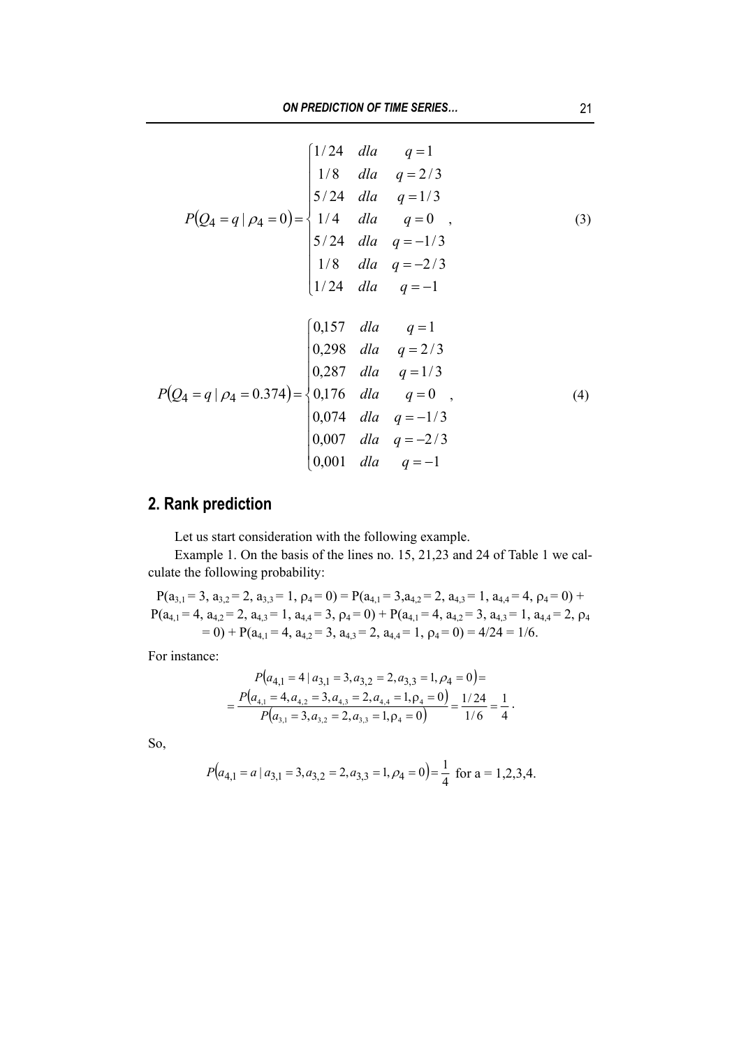$$P(Q_4 = q \mid \rho_4 = 0) = \begin{cases} 1/24 & dla \quad q = 1 \\ 1/8 & dla \quad q = 2/3 \\ 5/24 & dla \quad q = 1/3 \\ 1/4 & dla \quad q = 0 \\ 5/24 & dla \quad q = -1/3 \\ 1/8 & dla \quad q = -2/3 \\ 1/24 & dla \quad q = -1 \end{cases}, \tag{3}$$

$$P(Q_4 = q \mid \rho_4 = 0.374) = \begin{cases} 0{,}157 & dla \quad q = 1 \\ 0{,}298 & dla \quad q = 2/3 \\ 0{,}287 & dla \quad q = 1/3 \\ 0{,}176 & dla \quad q = 0 \\ 0{,}074 & dla \quad q = -1/3 \\ 0{,}007 & dla \quad q = -2/3 \\ 0{,}001 & dla \quad q = -1 \end{cases}, \tag{4}$$

## 2. Rank prediction

Let us start consideration with the following example.

Example 1. On the basis of the lines no. 15, 21,23 and 24 of Table 1 we calculate the following probability:

$P(a_{3,1} = 3, a_{3,2} = 2, a_{3,3} = 1, \rho_4 = 0) = P(a_{4,1} = 3, a_{4,2} = 2, a_{4,3} = 1, a_{4,4} = 4, \rho_4 = 0) + P(a_{4,1} = 4, a_{4,2} = 2, a_{4,3} = 1, a_{4,4} = 3, \rho_4 = 0) + P(a_{4,1} = 4, a_{4,2} = 3, a_{4,3} = 1, a_{4,4} = 2, \rho_4 = 0) + P(a_{4,1} = 4, a_{4,2} = 3, a_{4,3} = 2, a_{4,4} = 1, \rho_4 = 0) = 4/24 = 1/6.$

For instance:

$$P\left(a_{4,1} = 4 \mid a_{3,1} = 3, a_{3,2} = 2, a_{3,3} = 1, \rho_4 = 0\right) = \\ = \frac{P\left(a_{4,1} = 4, a_{4,2} = 3, a_{4,3} = 2, a_{4,4} = 1, \rho_4 = 0\right)}{P\left(a_{3,1} = 3, a_{3,2} = 2, a_{3,3} = 1, \rho_4 = 0\right)} = \frac{1/24}{1/6} = \frac{1}{4}.$$

So,

$$P\left(a_{4,1} = a \mid a_{3,1} = 3, a_{3,2} = 2, a_{3,3} = 1, \rho_4 = 0\right) = \frac{1}{4} \text{ for a = 1,2,3,4.}$$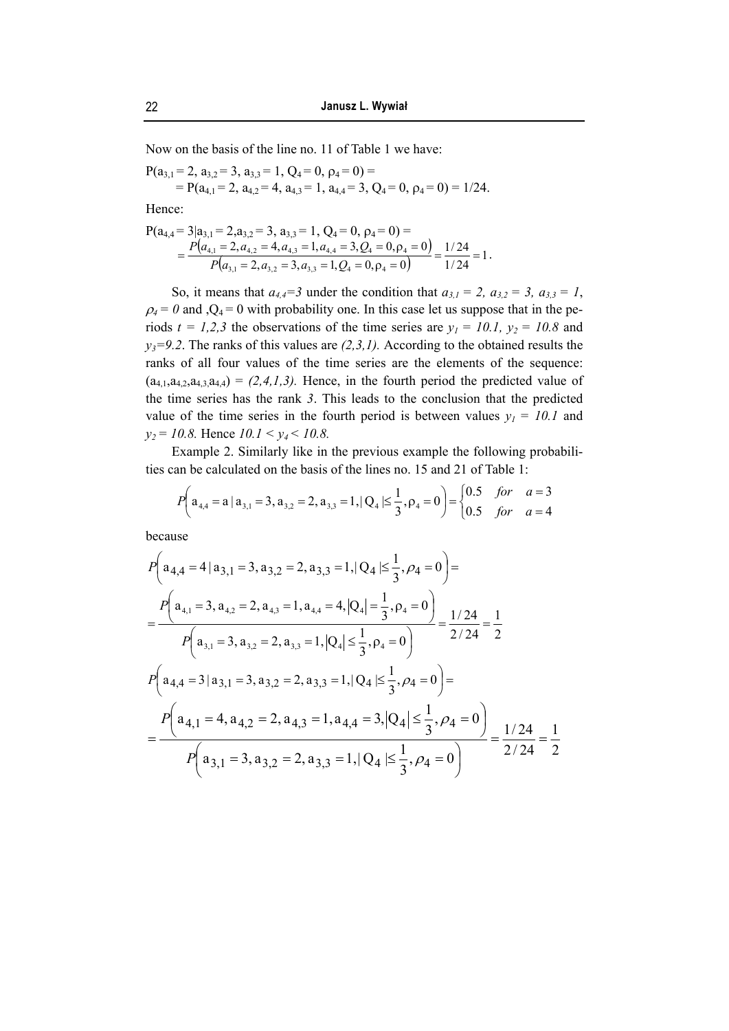Now on the basis of the line no. 11 of Table 1 we have:

$P(a_{3,1} = 2, a_{3,2} = 3, a_{3,3} = 1, Q_4 = 0, \rho_4 = 0) =$

$= P(a_{4,1} = 2, a_{4,2} = 4, a_{4,3} = 1, a_{4,4} = 3, Q_4 = 0, \rho_4 = 0) = 1/24.$

Hence:

$$P(a_{4,4} = 3|a_{3,1} = 2, a_{3,2} = 3, a_{3,3} = 1, Q_4 = 0, \rho_4 = 0) = \\ = \frac{P(a_{4,1} = 2, a_{4,2} = 4, a_{4,3} = 1, a_{4,4} = 3, Q_4 = 0, \rho_4 = 0)}{P(a_{3,1} = 2, a_{3,2} = 3, a_{3,3} = 1, Q_4 = 0, \rho_4 = 0)} = \frac{1/24}{1/24} = 1.$$

So, it means that $a_{4,4}=3$ under the condition that $a_{3,1} = 2$, $a_{3,2} = 3$, $a_{3,3} = 1$, $\rho_4 = 0$ and ,$Q_4 = 0$ with probability one. In this case let us suppose that in the periods $t = 1,2,3$ the observations of the time series are $y_1 = 10.1$, $y_2 = 10.8$ and $y_3=9.2$. The ranks of this values are $(2,3,1)$. According to the obtained results the ranks of all four values of the time series are the elements of the sequence: $(a_{4,1},a_{4,2},a_{4,3},a_{4,4}) = (2,4,1,3)$. Hence, in the fourth period the predicted value of the time series has the rank $3$. This leads to the conclusion that the predicted value of the time series in the fourth period is between values $y_1 = 10.1$ and $y_2 = 10.8$. Hence $10.1 < y_4 < 10.8$.

Example 2. Similarly like in the previous example the following probabilities can be calculated on the basis of the lines no. 15 and 21 of Table 1:

$$P\left(a_{4,4} = a \mid a_{3,1} = 3, a_{3,2} = 2, a_{3,3} = 1, |Q_4| \leq \frac{1}{3}, \rho_4 = 0\right) = \begin{cases} 0.5 & for \quad a = 3 \\ 0.5 & for \quad a = 4 \end{cases}$$

because

$$P\left(a_{4,4} = 4 \mid a_{3,1} = 3, a_{3,2} = 2, a_{3,3} = 1, |Q_4| \leq \frac{1}{3}, \rho_4 = 0\right) =$$

$$= \frac{P\left(a_{4,1} = 3, a_{4,2} = 2, a_{4,3} = 1, a_{4,4} = 4, |Q_4| = \frac{1}{3}, \rho_4 = 0\right)}{P\left(a_{3,1} = 3, a_{3,2} = 2, a_{3,3} = 1, |Q_4| \leq \frac{1}{3}, \rho_4 = 0\right)} = \frac{1/24}{2/24} = \frac{1}{2}$$

$$P\left(a_{4,4} = 3 \mid a_{3,1} = 3, a_{3,2} = 2, a_{3,3} = 1, |Q_4| \leq \frac{1}{3}, \rho_4 = 0\right) =$$

$$= \frac{P\left(a_{4,1} = 4, a_{4,2} = 2, a_{4,3} = 1, a_{4,4} = 3, |Q_4| \leq \frac{1}{3}, \rho_4 = 0\right)}{P\left(a_{3,1} = 3, a_{3,2} = 2, a_{3,3} = 1, |Q_4| \leq \frac{1}{3}, \rho_4 = 0\right)} = \frac{1/24}{2/24} = \frac{1}{2}$$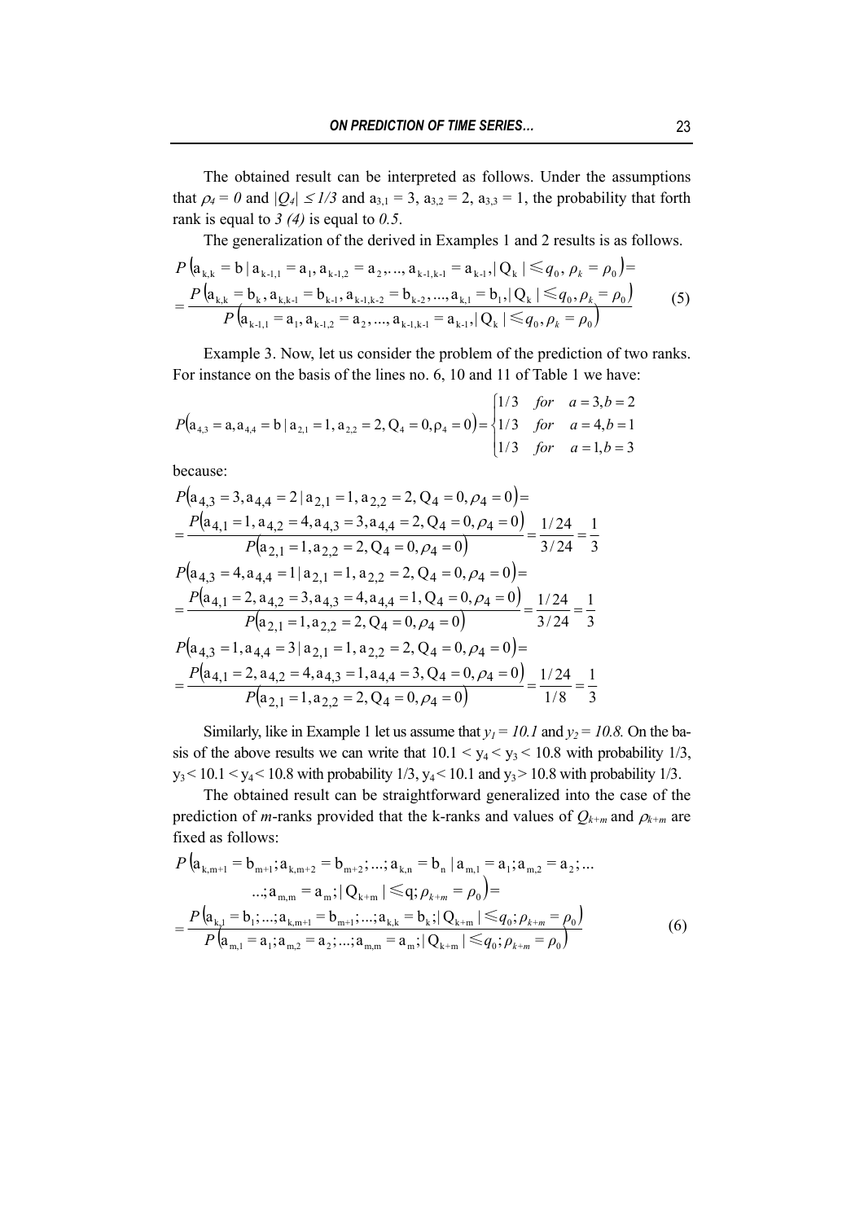The obtained result can be interpreted as follows. Under the assumptions that $\rho_4 = 0$ and $|Q_4| \leq 1/3$ and $a_{3,1} = 3$, $a_{3,2} = 2$, $a_{3,3} = 1$, the probability that forth rank is equal to *3 (4)* is equal to *0.5*.

The generalization of the derived in Examples 1 and 2 results is as follows.

$$
\begin{aligned}
&P\left(a_{k,k} = b \mid a_{k-1,1} = a_1, a_{k-1,2} = a_2, \ldots, a_{k-1,k-1} = a_{k-1}, |Q_k| \leqslant q_0, \rho_k = \rho_0\right) = \\
&= \frac{P\left(a_{k,k} = b_k, a_{k,k-1} = b_{k-1}, a_{k-1,k-2} = b_{k-2}, \ldots, a_{k,1} = b_1, |Q_k| \leqslant q_0, \rho_k = \rho_0\right)}{P\left(a_{k-1,1} = a_1, a_{k-1,2} = a_2, \ldots, a_{k-1,k-1} = a_{k-1}, |Q_k| \leqslant q_0, \rho_k = \rho_0\right)}
\end{aligned}
\tag{5}
$$

Example 3. Now, let us consider the problem of the prediction of two ranks. For instance on the basis of the lines no. 6, 10 and 11 of Table 1 we have:

$$
P\left(a_{4,3} = a, a_{4,4} = b \mid a_{2,1} = 1, a_{2,2} = 2, Q_4 = 0, \rho_4 = 0\right) = \begin{cases} 1/3 & for \quad a = 3, b = 2 \\ 1/3 & for \quad a = 4, b = 1 \\ 1/3 & for \quad a = 1, b = 3 \end{cases}
$$

because:

$$
\begin{aligned}
&P\left(a_{4,3} = 3, a_{4,4} = 2 \mid a_{2,1} = 1, a_{2,2} = 2, Q_4 = 0, \rho_4 = 0\right) = \\
&= \frac{P\left(a_{4,1} = 1, a_{4,2} = 4, a_{4,3} = 3, a_{4,4} = 2, Q_4 = 0, \rho_4 = 0\right)}{P\left(a_{2,1} = 1, a_{2,2} = 2, Q_4 = 0, \rho_4 = 0\right)} = \frac{1/24}{3/24} = \frac{1}{3} \\
&P\left(a_{4,3} = 4, a_{4,4} = 1 \mid a_{2,1} = 1, a_{2,2} = 2, Q_4 = 0, \rho_4 = 0\right) = \\
&= \frac{P\left(a_{4,1} = 2, a_{4,2} = 3, a_{4,3} = 4, a_{4,4} = 1, Q_4 = 0, \rho_4 = 0\right)}{P\left(a_{2,1} = 1, a_{2,2} = 2, Q_4 = 0, \rho_4 = 0\right)} = \frac{1/24}{3/24} = \frac{1}{3} \\
&P\left(a_{4,3} = 1, a_{4,4} = 3 \mid a_{2,1} = 1, a_{2,2} = 2, Q_4 = 0, \rho_4 = 0\right) = \\
&= \frac{P\left(a_{4,1} = 2, a_{4,2} = 4, a_{4,3} = 1, a_{4,4} = 3, Q_4 = 0, \rho_4 = 0\right)}{P\left(a_{2,1} = 1, a_{2,2} = 2, Q_4 = 0, \rho_4 = 0\right)} = \frac{1/24}{1/8} = \frac{1}{3}
\end{aligned}
$$

Similarly, like in Example 1 let us assume that $y_1 = 10.1$ and $y_2 = 10.8$. On the basis of the above results we can write that $10.1 < y_4 < y_3 < 10.8$ with probability 1/3, $y_3 < 10.1 < y_4 < 10.8$ with probability 1/3, $y_4 < 10.1$ and $y_3 > 10.8$ with probability 1/3.

The obtained result can be straightforward generalized into the case of the prediction of *m*-ranks provided that the k-ranks and values of $Q_{k+m}$ and $\rho_{k+m}$ are fixed as follows:

$$
\begin{aligned}
&P\left(a_{k,m+1} = b_{m+1}; a_{k,m+2} = b_{m+2}; \ldots; a_{k,n} = b_n \mid a_{m,1} = a_1; a_{m,2} = a_2; \ldots\right. \\
&\qquad \left. \ldots; a_{m,m} = a_m; |Q_{k+m}| \leqslant q; \rho_{k+m} = \rho_0\right) = \\
&= \frac{P\left(a_{k,1} = b_1; \ldots; a_{k,m+1} = b_{m+1}; \ldots; a_{k,k} = b_k; |Q_{k+m}| \leqslant q_0; \rho_{k+m} = \rho_0\right)}{P\left(a_{m,1} = a_1; a_{m,2} = a_2; \ldots; a_{m,m} = a_m; |Q_{k+m}| \leqslant q_0; \rho_{k+m} = \rho_0\right)}
\end{aligned}
\tag{6}
$$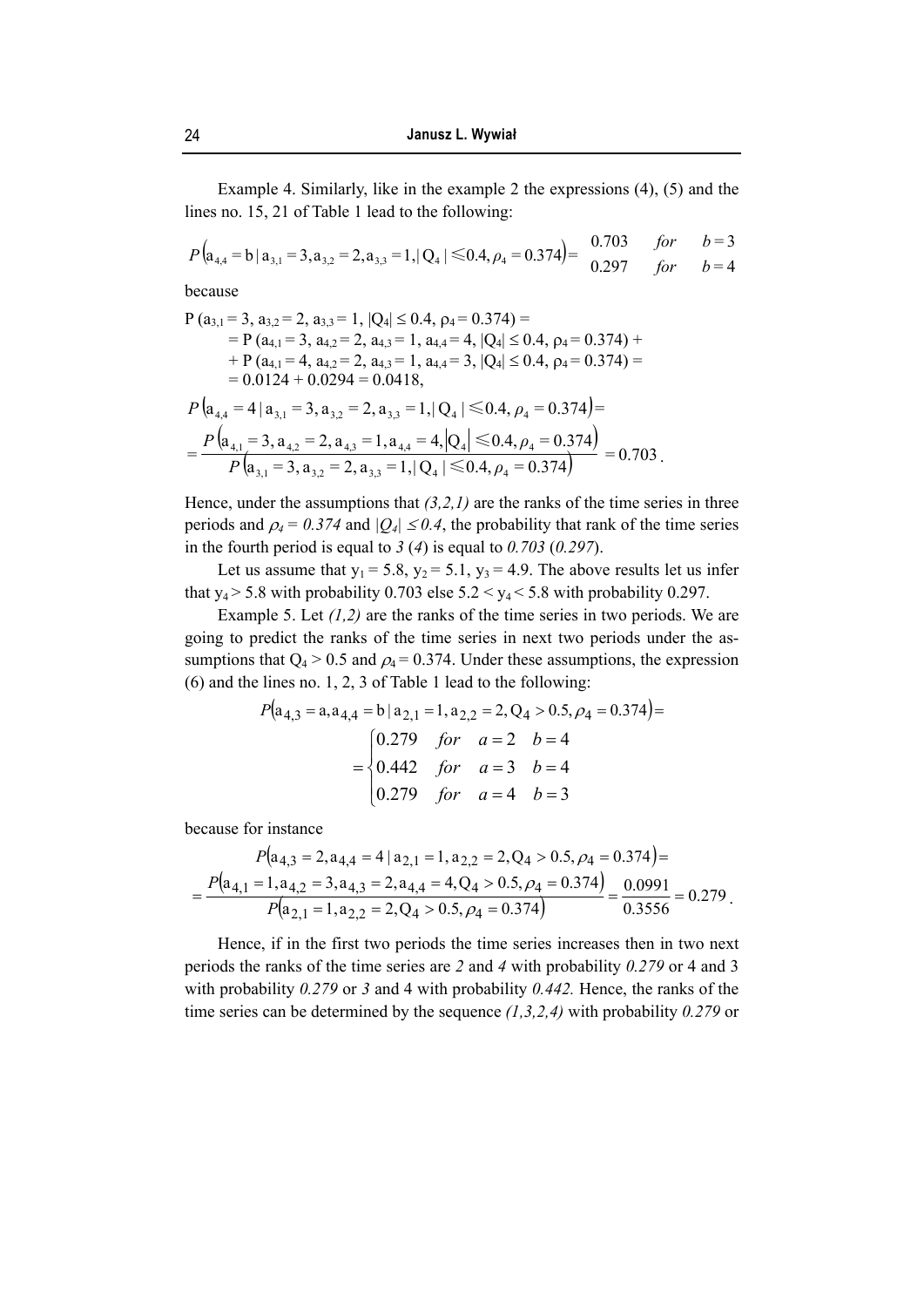Example 4. Similarly, like in the example 2 the expressions (4), (5) and the lines no. 15, 21 of Table 1 lead to the following:

$$P\left(a_{4,4} = b \mid a_{3,1} = 3, a_{3,2} = 2, a_{3,3} = 1, |Q_4| \leqslant 0.4, \rho_4 = 0.374\right) = \begin{matrix} 0.703 & for & b = 3 \\ 0.297 & for & b = 4 \end{matrix}$$

because

$$P(a_{3,1} = 3, a_{3,2} = 2, a_{3,3} = 1, |Q_4| \leq 0.4, \rho_4 = 0.374) =$$
$$= P(a_{4,1} = 3, a_{4,2} = 2, a_{4,3} = 1, a_{4,4} = 4, |Q_4| \leq 0.4, \rho_4 = 0.374) +$$
$$+ P(a_{4,1} = 4, a_{4,2} = 2, a_{4,3} = 1, a_{4,4} = 3, |Q_4| \leq 0.4, \rho_4 = 0.374) =$$
$$= 0.0124 + 0.0294 = 0.0418,$$

$$P\left(a_{4,4} = 4 \mid a_{3,1} = 3, a_{3,2} = 2, a_{3,3} = 1, |Q_4| \leqslant 0.4, \rho_4 = 0.374\right) =$$
$$= \frac{P\left(a_{4,1} = 3, a_{4,2} = 2, a_{4,3} = 1, a_{4,4} = 4, |Q_4| \leqslant 0.4, \rho_4 = 0.374\right)}{P\left(a_{3,1} = 3, a_{3,2} = 2, a_{3,3} = 1, |Q_4| \leqslant 0.4, \rho_4 = 0.374\right)} = 0.703 .$$

Hence, under the assumptions that *(3,2,1)* are the ranks of the time series in three periods and $\rho_4 = 0.374$ and $|Q_4| \leq 0.4$, the probability that rank of the time series in the fourth period is equal to *3* (*4*) is equal to *0.703* (*0.297*).

Let us assume that $y_1 = 5.8$, $y_2 = 5.1$, $y_3 = 4.9$. The above results let us infer that $y_4 > 5.8$ with probability 0.703 else $5.2 < y_4 < 5.8$ with probability 0.297.

Example 5. Let *(1,2)* are the ranks of the time series in two periods. We are going to predict the ranks of the time series in next two periods under the assumptions that $Q_4 > 0.5$ and $\rho_4 = 0.374$. Under these assumptions, the expression (6) and the lines no. 1, 2, 3 of Table 1 lead to the following:

$$P\left(a_{4,3} = a, a_{4,4} = b \mid a_{2,1} = 1, a_{2,2} = 2, Q_4 > 0.5, \rho_4 = 0.374\right) =$$
$$= \begin{cases} 0.279 & for \quad a = 2 \quad b = 4 \\ 0.442 & for \quad a = 3 \quad b = 4 \\ 0.279 & for \quad a = 4 \quad b = 3 \end{cases}$$

because for instance

$$P\left(a_{4,3} = 2, a_{4,4} = 4 \mid a_{2,1} = 1, a_{2,2} = 2, Q_4 > 0.5, \rho_4 = 0.374\right) =$$
$$= \frac{P\left(a_{4,1} = 1, a_{4,2} = 3, a_{4,3} = 2, a_{4,4} = 4, Q_4 > 0.5, \rho_4 = 0.374\right)}{P\left(a_{2,1} = 1, a_{2,2} = 2, Q_4 > 0.5, \rho_4 = 0.374\right)} = \frac{0.0991}{0.3556} = 0.279 .$$

Hence, if in the first two periods the time series increases then in two next periods the ranks of the time series are *2* and *4* with probability *0.279* or 4 and 3 with probability *0.279* or *3* and 4 with probability *0.442.* Hence, the ranks of the time series can be determined by the sequence *(1,3,2,4)* with probability *0.279* or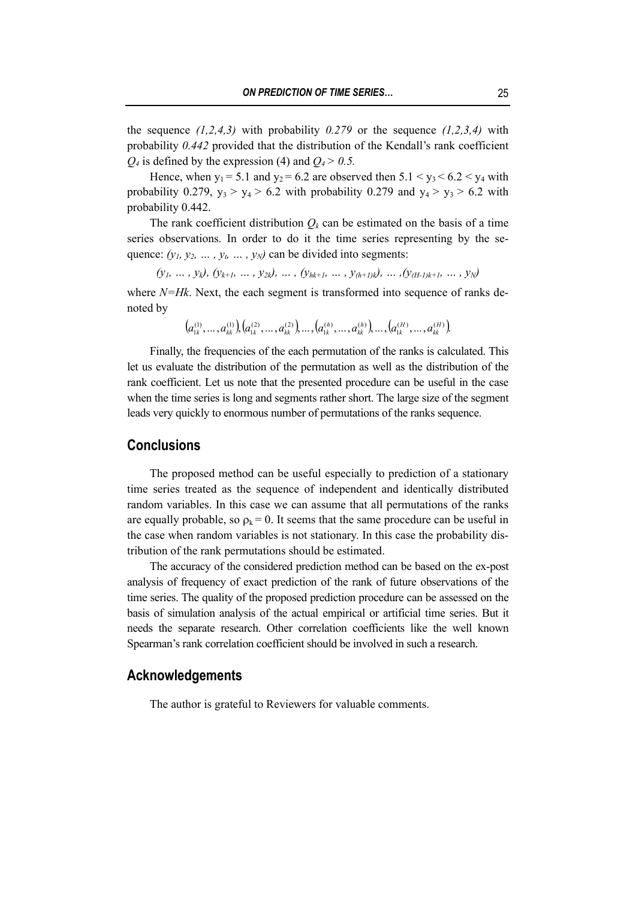the sequence *(1,2,4,3)* with probability *0.279* or the sequence *(1,2,3,4)* with probability *0.442* provided that the distribution of the Kendall's rank coefficient $Q_4$ is defined by the expression (4) and $Q_4 > 0.5$.

Hence, when $y_1 = 5.1$ and $y_2 = 6.2$ are observed then $5.1 < y_3 < 6.2 < y_4$ with probability 0.279, $y_3 > y_4 > 6.2$ with probability 0.279 and $y_4 > y_3 > 6.2$ with probability 0.442.

The rank coefficient distribution $Q_k$ can be estimated on the basis of a time series observations. In order to do it the time series representing by the sequence: $(y_1, y_2, \ldots, y_t, \ldots, y_N)$ can be divided into segments:

$$(y_1, \ldots, y_k), (y_{k+1}, \ldots, y_{2k}), \ldots, (y_{hk+1}, \ldots, y_{(h+1)k}), \ldots, (y_{(H-1)k+1}, \ldots, y_N)$$

where $N=Hk$. Next, the each segment is transformed into sequence of ranks denoted by

$$\left(a_{1k}^{(1)}, \ldots, a_{kk}^{(1)}\right), \left(a_{1k}^{(2)}, \ldots, a_{kk}^{(2)}\right), \ldots, \left(a_{1k}^{(h)}, \ldots, a_{kk}^{(h)}\right), \ldots, \left(a_{1k}^{(H)}, \ldots, a_{kk}^{(H)}\right).$$

Finally, the frequencies of the each permutation of the ranks is calculated. This let us evaluate the distribution of the permutation as well as the distribution of the rank coefficient. Let us note that the presented procedure can be useful in the case when the time series is long and segments rather short. The large size of the segment leads very quickly to enormous number of permutations of the ranks sequence.

## Conclusions

The proposed method can be useful especially to prediction of a stationary time series treated as the sequence of independent and identically distributed random variables. In this case we can assume that all permutations of the ranks are equally probable, so $\rho_k = 0$. It seems that the same procedure can be useful in the case when random variables is not stationary. In this case the probability distribution of the rank permutations should be estimated.

The accuracy of the considered prediction method can be based on the ex-post analysis of frequency of exact prediction of the rank of future observations of the time series. The quality of the proposed prediction procedure can be assessed on the basis of simulation analysis of the actual empirical or artificial time series. But it needs the separate research. Other correlation coefficients like the well known Spearman's rank correlation coefficient should be involved in such a research.

## Acknowledgements

The author is grateful to Reviewers for valuable comments.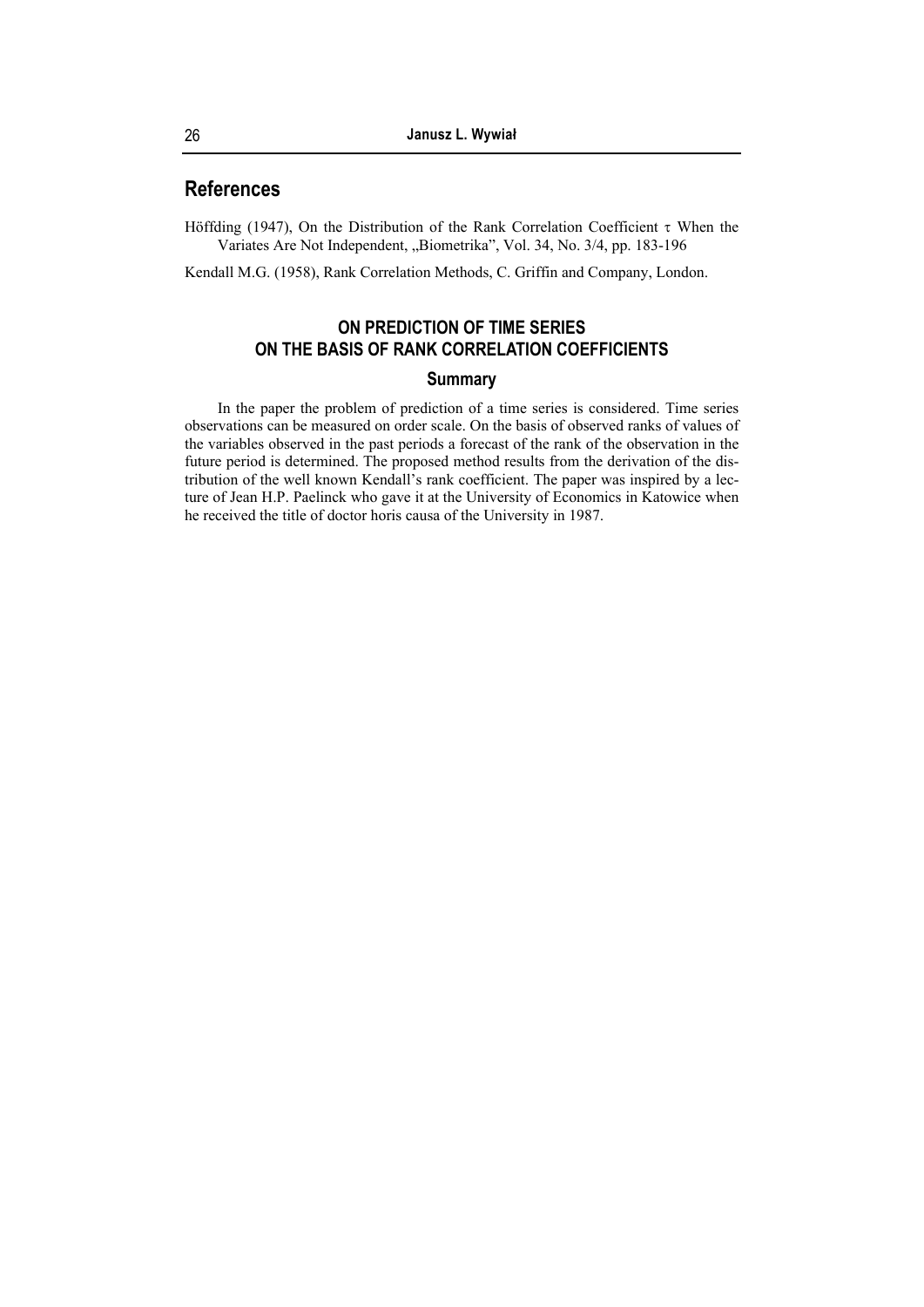## References

Höffding (1947), On the Distribution of the Rank Correlation Coefficient $\tau$ When the Variates Are Not Independent, „Biometrika", Vol. 34, No. 3/4, pp. 183-196

Kendall M.G. (1958), Rank Correlation Methods, C. Griffin and Company, London.

### ON PREDICTION OF TIME SERIES ON THE BASIS OF RANK CORRELATION COEFFICIENTS

#### Summary

In the paper the problem of prediction of a time series is considered. Time series observations can be measured on order scale. On the basis of observed ranks of values of the variables observed in the past periods a forecast of the rank of the observation in the future period is determined. The proposed method results from the derivation of the distribution of the well known Kendall's rank coefficient. The paper was inspired by a lecture of Jean H.P. Paelinck who gave it at the University of Economics in Katowice when he received the title of doctor horis causa of the University in 1987.